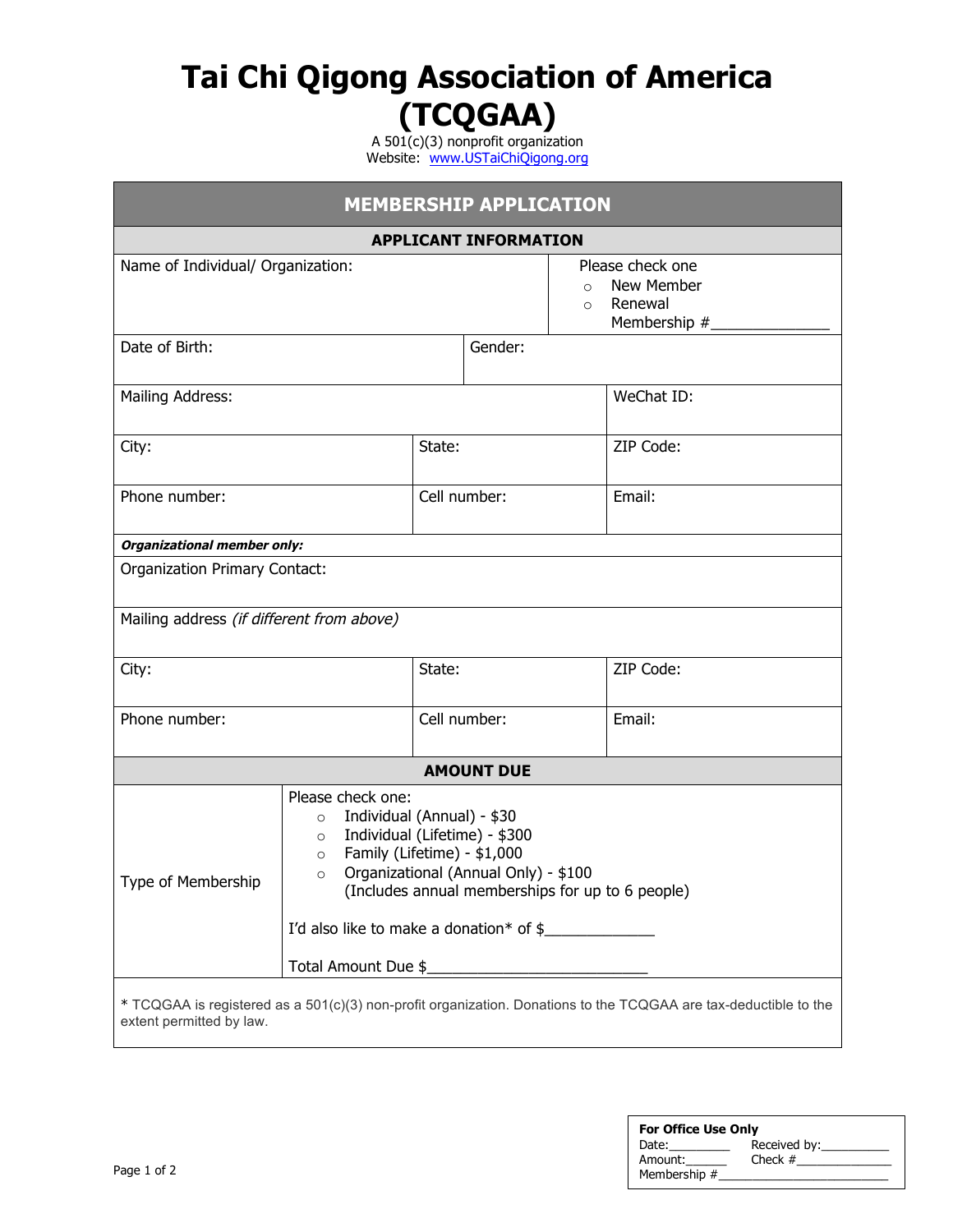# Tai Chi Qigong Association of America (TCQGAA)

A 501(c)(3) nonprofit organization
Website: www.USTaiChiQigong.org

## MEMBERSHIP APPLICATION

### APPLICANT INFORMATION

| Name of Individual/ Organization: | Please check one<br>○ New Member<br>○ Renewal<br>Membership #______________ |
|---|---|

| Date of Birth: | Gender: |
|---|---|

| Mailing Address: | | WeChat ID: |
|---|---|---|
| City: | State: | ZIP Code: |
| Phone number: | Cell number: | Email: |

***Organizational member only:***

| Organization Primary Contact: | | |
|---|---|---|
| Mailing address *(if different from above)* | | |
| City: | State: | ZIP Code: |
| Phone number: | Cell number: | Email: |

### AMOUNT DUE

| Type of Membership | Please check one:<br>○ Individual (Annual) - $30<br>○ Individual (Lifetime) - $300<br>○ Family (Lifetime) - $1,000<br>○ Organizational (Annual Only) - $100<br>(Includes annual memberships for up to 6 people)<br><br>I'd also like to make a donation* of $_____________<br><br>Total Amount Due $___________________________ |
|---|---|

* TCQGAA is registered as a 501(c)(3) non-profit organization. Donations to the TCQGAA are tax-deductible to the extent permitted by law.

**For Office Use Only**
Date:_________ Received by:__________
Amount:______ Check #______________
Membership #__________________________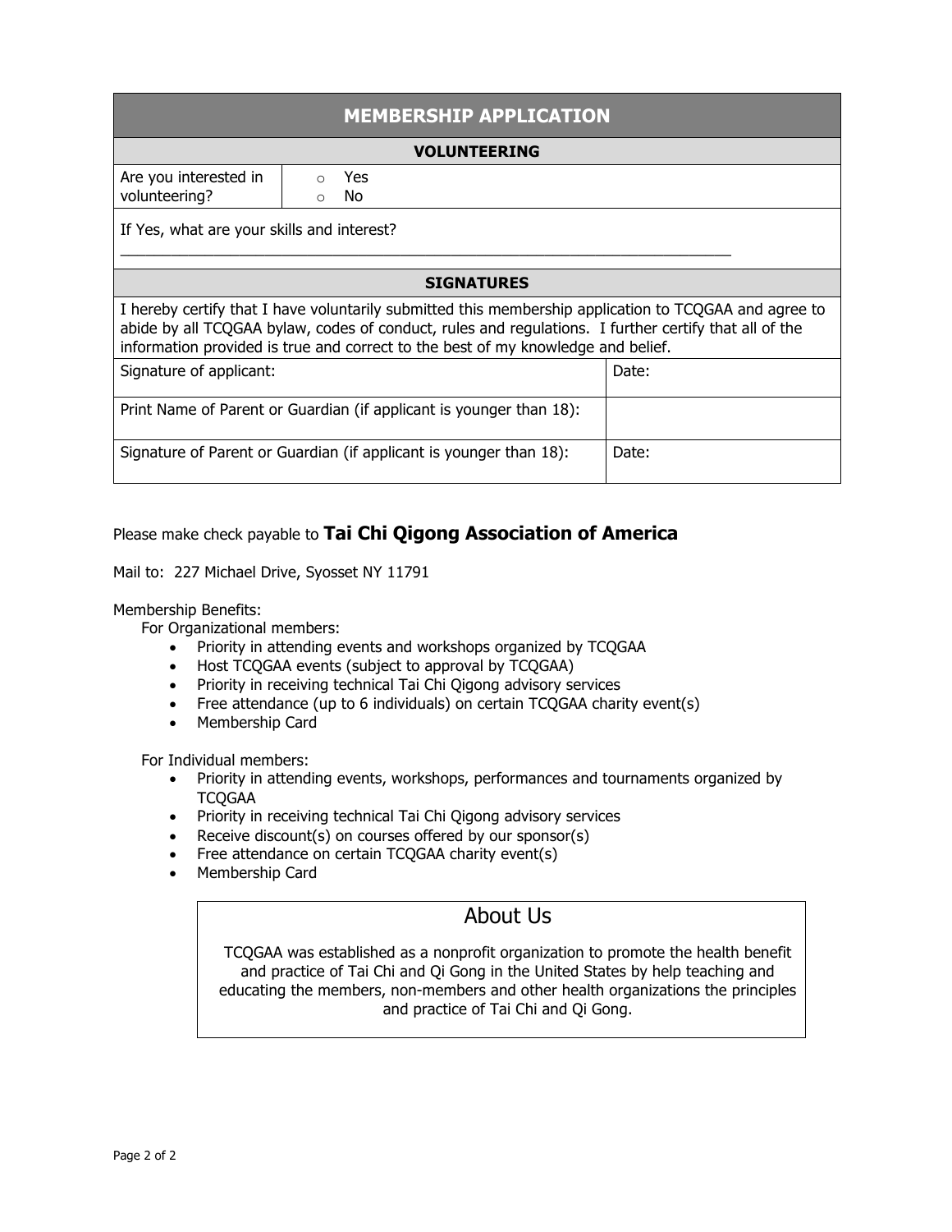## MEMBERSHIP APPLICATION

### VOLUNTEERING

| | |
|---|---|
| Are you interested in volunteering? | ○ Yes<br>○ No |

If Yes, what are your skills and interest?

\_\_\_\_\_\_\_\_\_\_\_\_\_\_\_\_\_\_\_\_\_\_\_\_\_\_\_\_\_\_\_\_\_\_\_\_\_\_\_\_\_\_\_\_\_\_\_\_\_\_\_\_\_\_\_\_\_\_\_\_\_\_\_\_\_\_\_\_\_\_\_\_

### SIGNATURES

I hereby certify that I have voluntarily submitted this membership application to TCQGAA and agree to abide by all TCQGAA bylaw, codes of conduct, rules and regulations. I further certify that all of the information provided is true and correct to the best of my knowledge and belief.

| | |
|---|---|
| Signature of applicant: | Date: |
| Print Name of Parent or Guardian (if applicant is younger than 18): | |
| Signature of Parent or Guardian (if applicant is younger than 18): | Date: |

Please make check payable to **Tai Chi Qigong Association of America**

Mail to: 227 Michael Drive, Syosset NY 11791

Membership Benefits:

For Organizational members:

- Priority in attending events and workshops organized by TCQGAA
- Host TCQGAA events (subject to approval by TCQGAA)
- Priority in receiving technical Tai Chi Qigong advisory services
- Free attendance (up to 6 individuals) on certain TCQGAA charity event(s)
- Membership Card

For Individual members:

- Priority in attending events, workshops, performances and tournaments organized by TCQGAA
- Priority in receiving technical Tai Chi Qigong advisory services
- Receive discount(s) on courses offered by our sponsor(s)
- Free attendance on certain TCQGAA charity event(s)
- Membership Card

## About Us

TCQGAA was established as a nonprofit organization to promote the health benefit and practice of Tai Chi and Qi Gong in the United States by help teaching and educating the members, non-members and other health organizations the principles and practice of Tai Chi and Qi Gong.